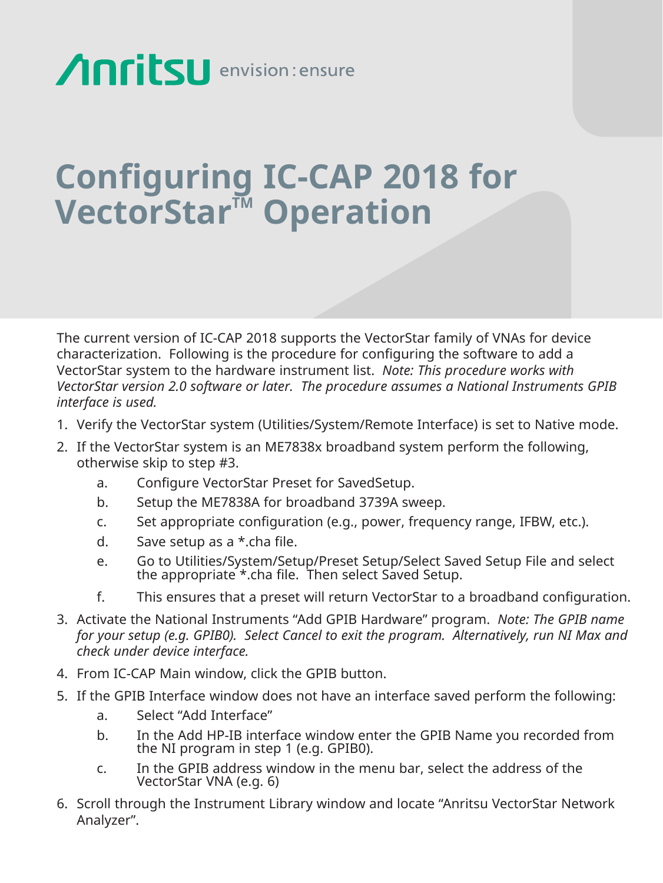Anritsu envision : ensure

# Configuring IC-CAP 2018 for VectorStar™ Operation

The current version of IC-CAP 2018 supports the VectorStar family of VNAs for device characterization. Following is the procedure for configuring the software to add a VectorStar system to the hardware instrument list. *Note: This procedure works with VectorStar version 2.0 software or later. The procedure assumes a National Instruments GPIB interface is used.*

1. Verify the VectorStar system (Utilities/System/Remote Interface) is set to Native mode.
2. If the VectorStar system is an ME7838x broadband system perform the following, otherwise skip to step #3.
   a. Configure VectorStar Preset for SavedSetup.
   b. Setup the ME7838A for broadband 3739A sweep.
   c. Set appropriate configuration (e.g., power, frequency range, IFBW, etc.).
   d. Save setup as a *.cha file.
   e. Go to Utilities/System/Setup/Preset Setup/Select Saved Setup File and select the appropriate *.cha file. Then select Saved Setup.
   f. This ensures that a preset will return VectorStar to a broadband configuration.
3. Activate the National Instruments "Add GPIB Hardware" program. *Note: The GPIB name for your setup (e.g. GPIB0). Select Cancel to exit the program. Alternatively, run NI Max and check under device interface.*
4. From IC-CAP Main window, click the GPIB button.
5. If the GPIB Interface window does not have an interface saved perform the following:
   a. Select "Add Interface"
   b. In the Add HP-IB interface window enter the GPIB Name you recorded from the NI program in step 1 (e.g. GPIB0).
   c. In the GPIB address window in the menu bar, select the address of the VectorStar VNA (e.g. 6)
6. Scroll through the Instrument Library window and locate "Anritsu VectorStar Network Analyzer".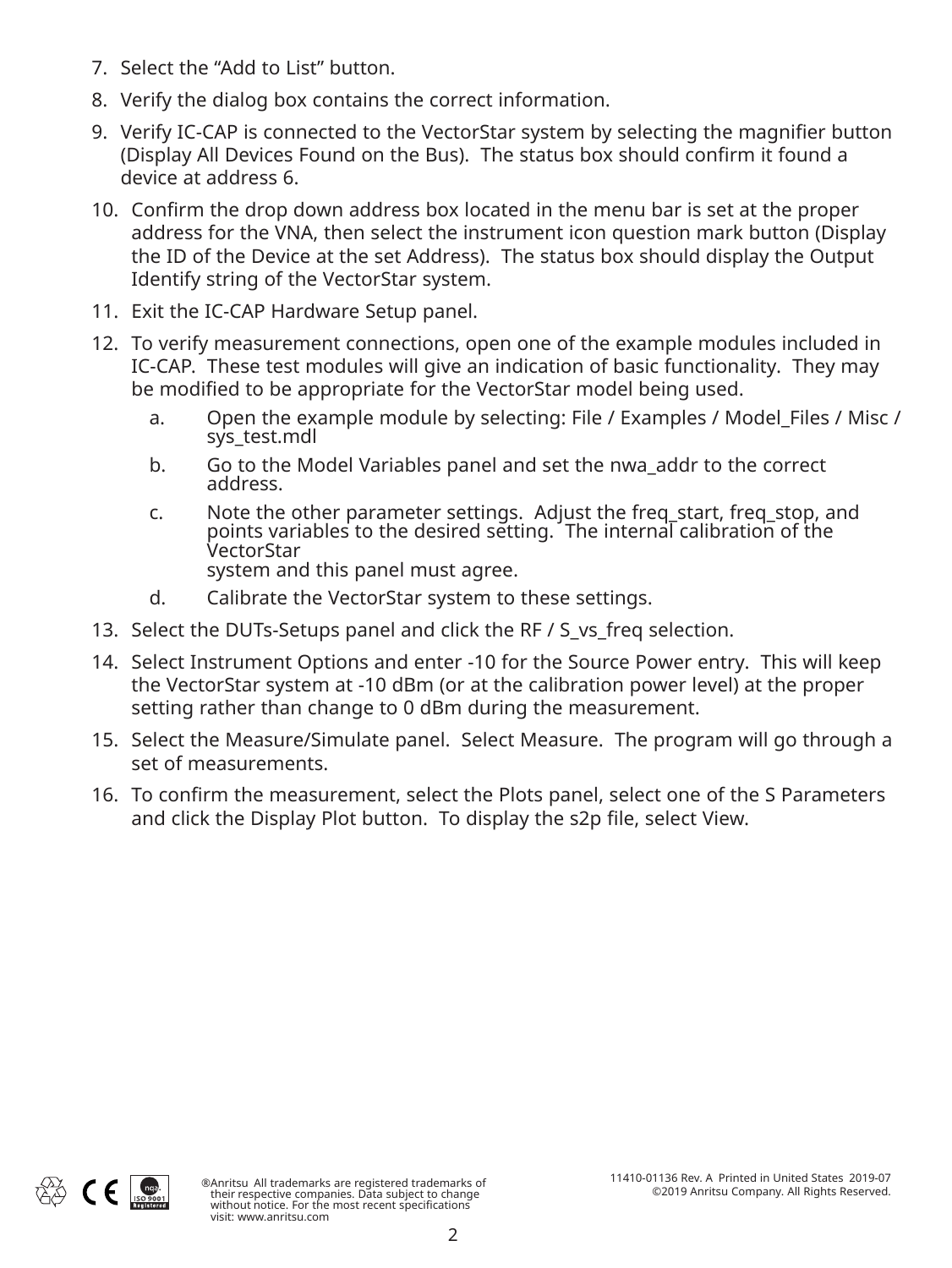7. Select the “Add to List” button.
8. Verify the dialog box contains the correct information.
9. Verify IC-CAP is connected to the VectorStar system by selecting the magnifier button (Display All Devices Found on the Bus). The status box should confirm it found a device at address 6.
10. Confirm the drop down address box located in the menu bar is set at the proper address for the VNA, then select the instrument icon question mark button (Display the ID of the Device at the set Address). The status box should display the Output Identify string of the VectorStar system.
11. Exit the IC-CAP Hardware Setup panel.
12. To verify measurement connections, open one of the example modules included in IC-CAP. These test modules will give an indication of basic functionality. They may be modified to be appropriate for the VectorStar model being used.
    a. Open the example module by selecting: File / Examples / Model_Files / Misc / sys_test.mdl
    b. Go to the Model Variables panel and set the nwa_addr to the correct address.
    c. Note the other parameter settings. Adjust the freq_start, freq_stop, and points variables to the desired setting. The internal calibration of the VectorStar system and this panel must agree.
    d. Calibrate the VectorStar system to these settings.
13. Select the DUTs-Setups panel and click the RF / S_vs_freq selection.
14. Select Instrument Options and enter -10 for the Source Power entry. This will keep the VectorStar system at -10 dBm (or at the calibration power level) at the proper setting rather than change to 0 dBm during the measurement.
15. Select the Measure/Simulate panel. Select Measure. The program will go through a set of measurements.
16. To confirm the measurement, select the Plots panel, select one of the S Parameters and click the Display Plot button. To display the s2p file, select View.

®Anritsu All trademarks are registered trademarks of their respective companies. Data subject to change without notice. For the most recent specifications visit: www.anritsu.com

11410-01136 Rev. A Printed in United States 2019-07
©2019 Anritsu Company. All Rights Reserved.